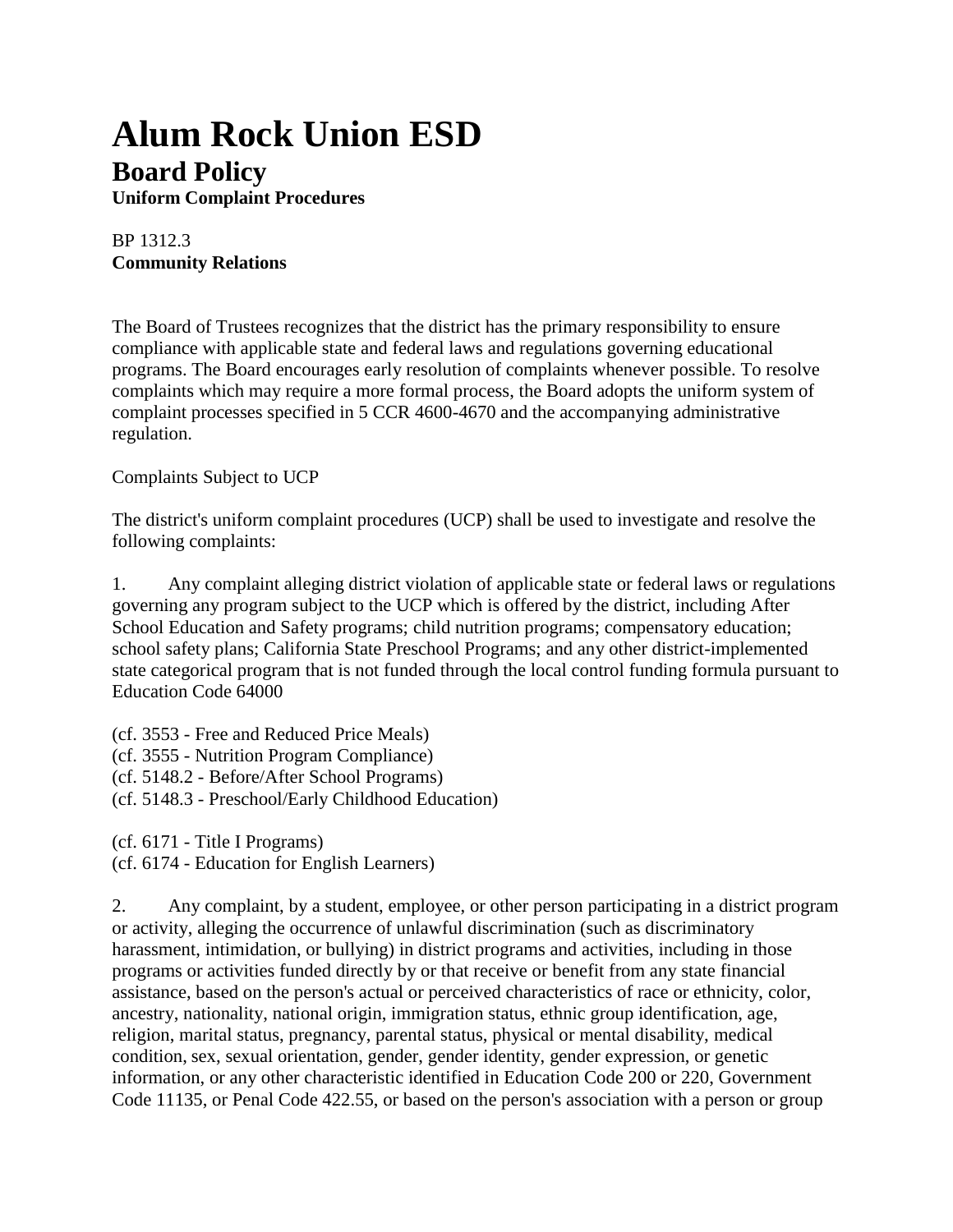# Alum Rock Union ESD

## Board Policy

**Uniform Complaint Procedures**

BP 1312.3

**Community Relations**

The Board of Trustees recognizes that the district has the primary responsibility to ensure compliance with applicable state and federal laws and regulations governing educational programs. The Board encourages early resolution of complaints whenever possible. To resolve complaints which may require a more formal process, the Board adopts the uniform system of complaint processes specified in 5 CCR 4600-4670 and the accompanying administrative regulation.

Complaints Subject to UCP

The district's uniform complaint procedures (UCP) shall be used to investigate and resolve the following complaints:

1. Any complaint alleging district violation of applicable state or federal laws or regulations governing any program subject to the UCP which is offered by the district, including After School Education and Safety programs; child nutrition programs; compensatory education; school safety plans; California State Preschool Programs; and any other district-implemented state categorical program that is not funded through the local control funding formula pursuant to Education Code 64000

(cf. 3553 - Free and Reduced Price Meals)
(cf. 3555 - Nutrition Program Compliance)
(cf. 5148.2 - Before/After School Programs)
(cf. 5148.3 - Preschool/Early Childhood Education)

(cf. 6171 - Title I Programs)
(cf. 6174 - Education for English Learners)

2. Any complaint, by a student, employee, or other person participating in a district program or activity, alleging the occurrence of unlawful discrimination (such as discriminatory harassment, intimidation, or bullying) in district programs and activities, including in those programs or activities funded directly by or that receive or benefit from any state financial assistance, based on the person's actual or perceived characteristics of race or ethnicity, color, ancestry, nationality, national origin, immigration status, ethnic group identification, age, religion, marital status, pregnancy, parental status, physical or mental disability, medical condition, sex, sexual orientation, gender, gender identity, gender expression, or genetic information, or any other characteristic identified in Education Code 200 or 220, Government Code 11135, or Penal Code 422.55, or based on the person's association with a person or group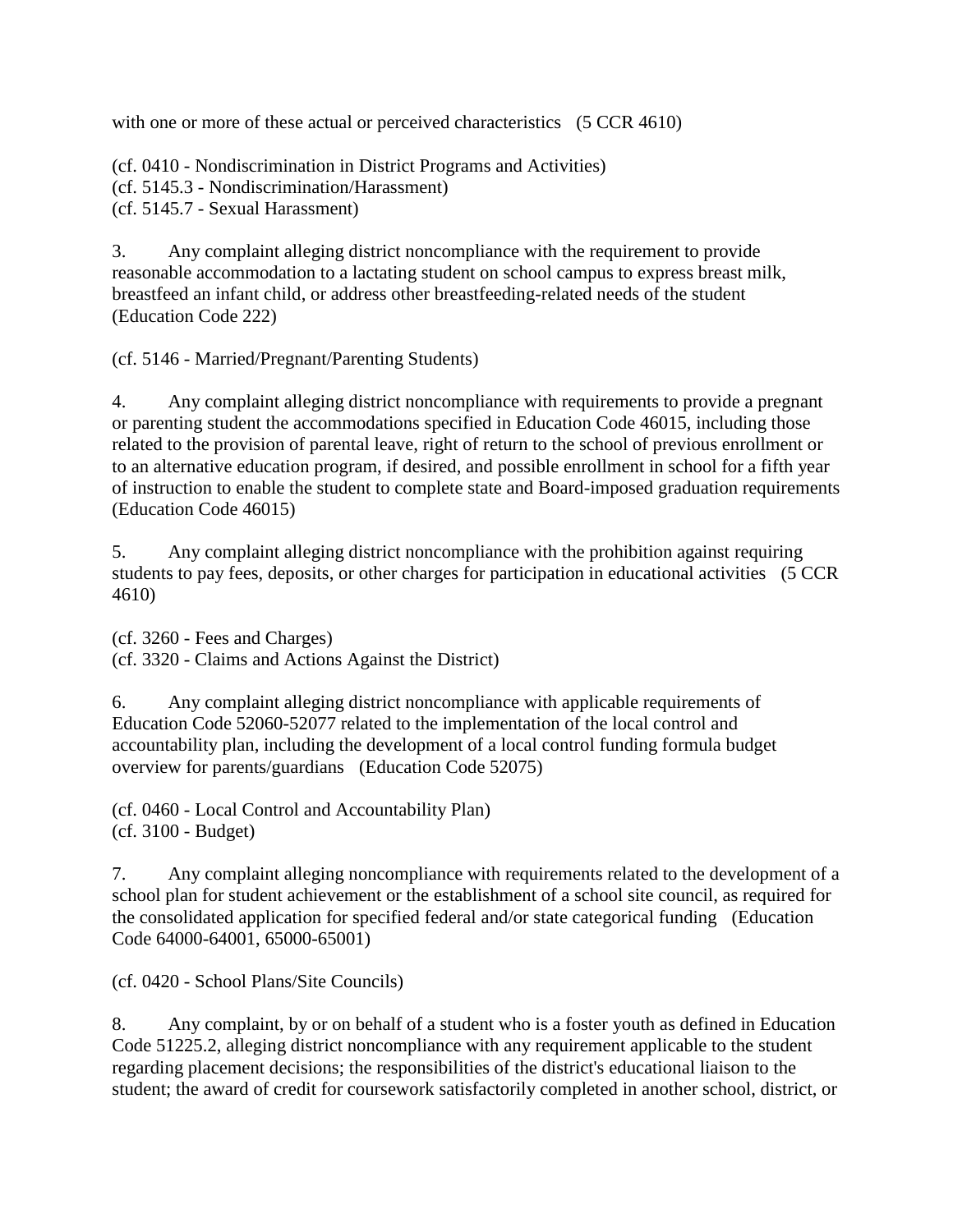with one or more of these actual or perceived characteristics (5 CCR 4610)

(cf. 0410 - Nondiscrimination in District Programs and Activities)
(cf. 5145.3 - Nondiscrimination/Harassment)
(cf. 5145.7 - Sexual Harassment)

3. Any complaint alleging district noncompliance with the requirement to provide reasonable accommodation to a lactating student on school campus to express breast milk, breastfeed an infant child, or address other breastfeeding-related needs of the student (Education Code 222)

(cf. 5146 - Married/Pregnant/Parenting Students)

4. Any complaint alleging district noncompliance with requirements to provide a pregnant or parenting student the accommodations specified in Education Code 46015, including those related to the provision of parental leave, right of return to the school of previous enrollment or to an alternative education program, if desired, and possible enrollment in school for a fifth year of instruction to enable the student to complete state and Board-imposed graduation requirements (Education Code 46015)

5. Any complaint alleging district noncompliance with the prohibition against requiring students to pay fees, deposits, or other charges for participation in educational activities (5 CCR 4610)

(cf. 3260 - Fees and Charges)
(cf. 3320 - Claims and Actions Against the District)

6. Any complaint alleging district noncompliance with applicable requirements of Education Code 52060-52077 related to the implementation of the local control and accountability plan, including the development of a local control funding formula budget overview for parents/guardians (Education Code 52075)

(cf. 0460 - Local Control and Accountability Plan)
(cf. 3100 - Budget)

7. Any complaint alleging noncompliance with requirements related to the development of a school plan for student achievement or the establishment of a school site council, as required for the consolidated application for specified federal and/or state categorical funding (Education Code 64000-64001, 65000-65001)

(cf. 0420 - School Plans/Site Councils)

8. Any complaint, by or on behalf of a student who is a foster youth as defined in Education Code 51225.2, alleging district noncompliance with any requirement applicable to the student regarding placement decisions; the responsibilities of the district's educational liaison to the student; the award of credit for coursework satisfactorily completed in another school, district, or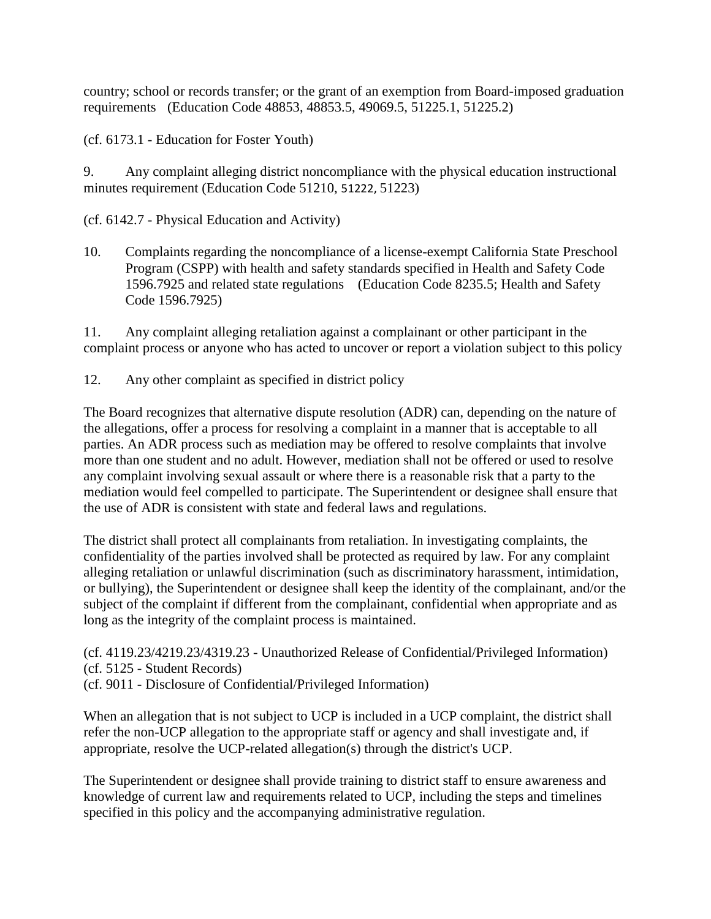country; school or records transfer; or the grant of an exemption from Board-imposed graduation requirements (Education Code 48853, 48853.5, 49069.5, 51225.1, 51225.2)

(cf. 6173.1 - Education for Foster Youth)

9. Any complaint alleging district noncompliance with the physical education instructional minutes requirement (Education Code 51210, 51222, 51223)

(cf. 6142.7 - Physical Education and Activity)

10. Complaints regarding the noncompliance of a license-exempt California State Preschool Program (CSPP) with health and safety standards specified in Health and Safety Code 1596.7925 and related state regulations (Education Code 8235.5; Health and Safety Code 1596.7925)

11. Any complaint alleging retaliation against a complainant or other participant in the complaint process or anyone who has acted to uncover or report a violation subject to this policy

12. Any other complaint as specified in district policy

The Board recognizes that alternative dispute resolution (ADR) can, depending on the nature of the allegations, offer a process for resolving a complaint in a manner that is acceptable to all parties. An ADR process such as mediation may be offered to resolve complaints that involve more than one student and no adult. However, mediation shall not be offered or used to resolve any complaint involving sexual assault or where there is a reasonable risk that a party to the mediation would feel compelled to participate. The Superintendent or designee shall ensure that the use of ADR is consistent with state and federal laws and regulations.

The district shall protect all complainants from retaliation. In investigating complaints, the confidentiality of the parties involved shall be protected as required by law. For any complaint alleging retaliation or unlawful discrimination (such as discriminatory harassment, intimidation, or bullying), the Superintendent or designee shall keep the identity of the complainant, and/or the subject of the complaint if different from the complainant, confidential when appropriate and as long as the integrity of the complaint process is maintained.

(cf. 4119.23/4219.23/4319.23 - Unauthorized Release of Confidential/Privileged Information)
(cf. 5125 - Student Records)
(cf. 9011 - Disclosure of Confidential/Privileged Information)

When an allegation that is not subject to UCP is included in a UCP complaint, the district shall refer the non-UCP allegation to the appropriate staff or agency and shall investigate and, if appropriate, resolve the UCP-related allegation(s) through the district's UCP.

The Superintendent or designee shall provide training to district staff to ensure awareness and knowledge of current law and requirements related to UCP, including the steps and timelines specified in this policy and the accompanying administrative regulation.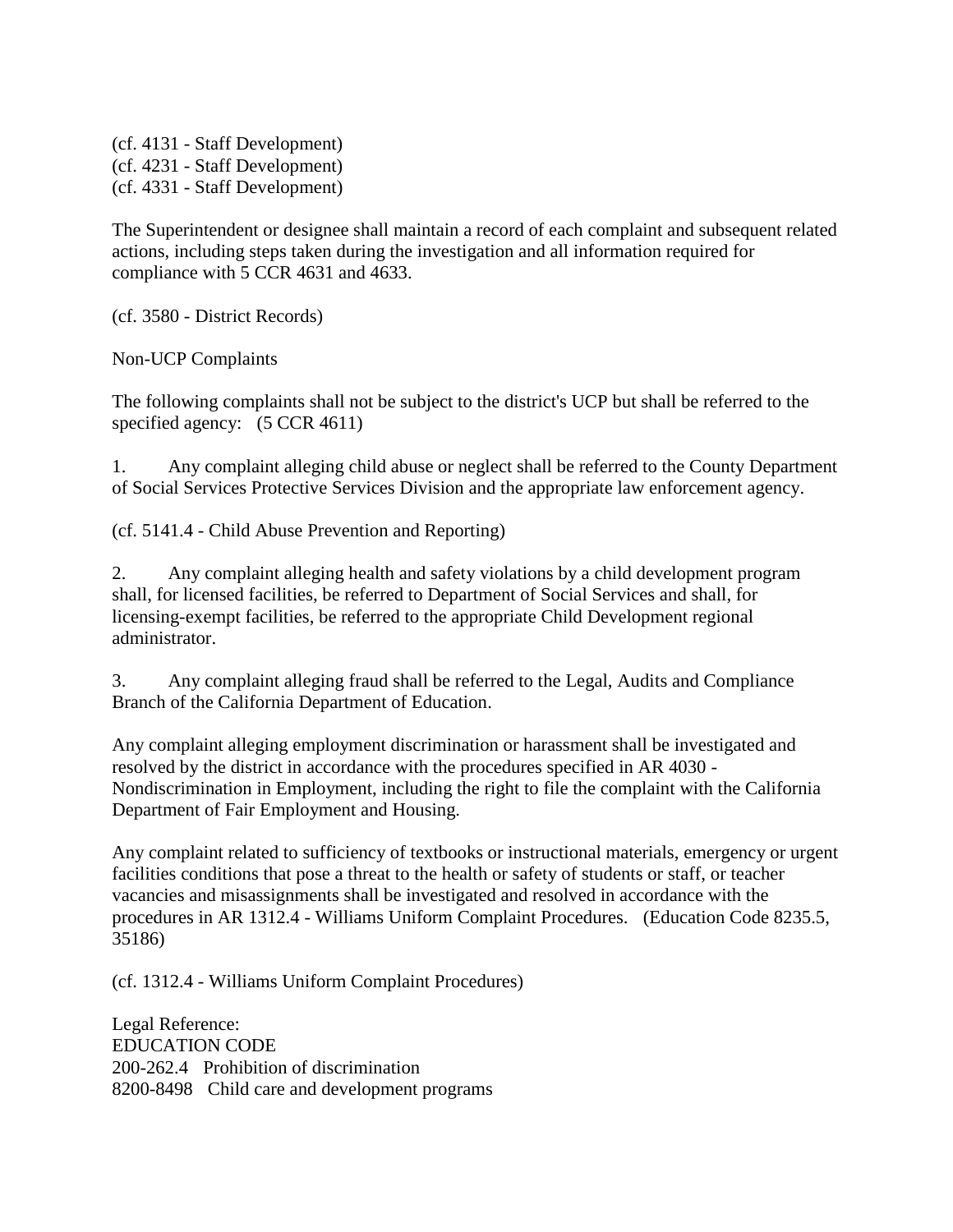(cf. 4131 - Staff Development)
(cf. 4231 - Staff Development)
(cf. 4331 - Staff Development)

The Superintendent or designee shall maintain a record of each complaint and subsequent related actions, including steps taken during the investigation and all information required for compliance with 5 CCR 4631 and 4633.

(cf. 3580 - District Records)

Non-UCP Complaints

The following complaints shall not be subject to the district's UCP but shall be referred to the specified agency: (5 CCR 4611)

1. Any complaint alleging child abuse or neglect shall be referred to the County Department of Social Services Protective Services Division and the appropriate law enforcement agency.

(cf. 5141.4 - Child Abuse Prevention and Reporting)

2. Any complaint alleging health and safety violations by a child development program shall, for licensed facilities, be referred to Department of Social Services and shall, for licensing-exempt facilities, be referred to the appropriate Child Development regional administrator.

3. Any complaint alleging fraud shall be referred to the Legal, Audits and Compliance Branch of the California Department of Education.

Any complaint alleging employment discrimination or harassment shall be investigated and resolved by the district in accordance with the procedures specified in AR 4030 - Nondiscrimination in Employment, including the right to file the complaint with the California Department of Fair Employment and Housing.

Any complaint related to sufficiency of textbooks or instructional materials, emergency or urgent facilities conditions that pose a threat to the health or safety of students or staff, or teacher vacancies and misassignments shall be investigated and resolved in accordance with the procedures in AR 1312.4 - Williams Uniform Complaint Procedures. (Education Code 8235.5, 35186)

(cf. 1312.4 - Williams Uniform Complaint Procedures)

Legal Reference:
EDUCATION CODE
200-262.4 Prohibition of discrimination
8200-8498 Child care and development programs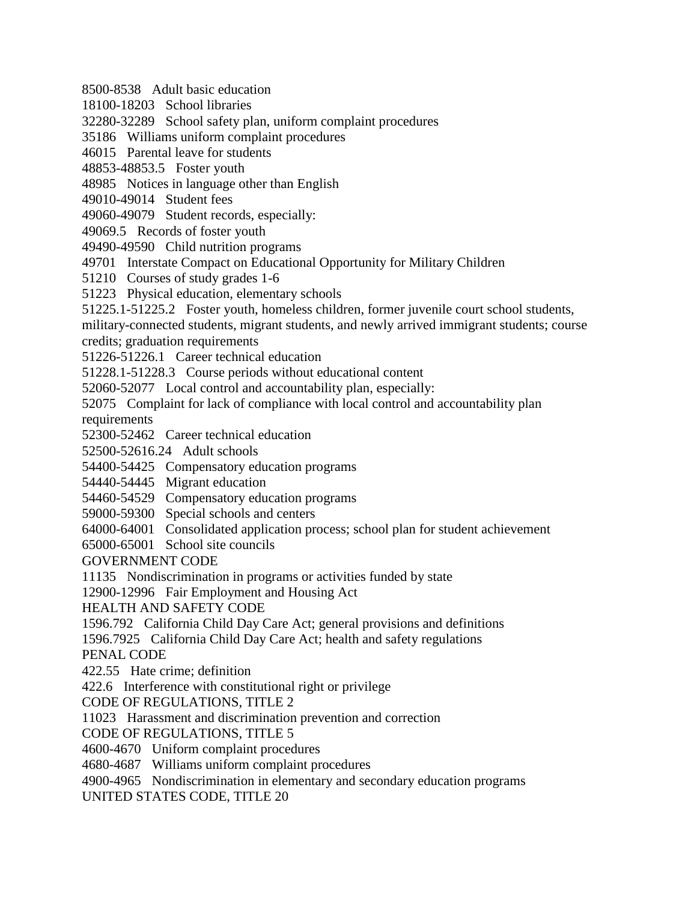8500-8538 Adult basic education

18100-18203 School libraries

32280-32289 School safety plan, uniform complaint procedures

35186 Williams uniform complaint procedures

46015 Parental leave for students

48853-48853.5 Foster youth

48985 Notices in language other than English

49010-49014 Student fees

49060-49079 Student records, especially:

49069.5 Records of foster youth

49490-49590 Child nutrition programs

49701 Interstate Compact on Educational Opportunity for Military Children

51210 Courses of study grades 1-6

51223 Physical education, elementary schools

51225.1-51225.2 Foster youth, homeless children, former juvenile court school students, military-connected students, migrant students, and newly arrived immigrant students; course credits; graduation requirements

51226-51226.1 Career technical education

51228.1-51228.3 Course periods without educational content

52060-52077 Local control and accountability plan, especially:

52075 Complaint for lack of compliance with local control and accountability plan requirements

52300-52462 Career technical education

52500-52616.24 Adult schools

54400-54425 Compensatory education programs

54440-54445 Migrant education

54460-54529 Compensatory education programs

59000-59300 Special schools and centers

64000-64001 Consolidated application process; school plan for student achievement

65000-65001 School site councils

GOVERNMENT CODE

11135 Nondiscrimination in programs or activities funded by state

12900-12996 Fair Employment and Housing Act

HEALTH AND SAFETY CODE

1596.792 California Child Day Care Act; general provisions and definitions

1596.7925 California Child Day Care Act; health and safety regulations

PENAL CODE

422.55 Hate crime; definition

422.6 Interference with constitutional right or privilege

CODE OF REGULATIONS, TITLE 2

11023 Harassment and discrimination prevention and correction

CODE OF REGULATIONS, TITLE 5

4600-4670 Uniform complaint procedures

4680-4687 Williams uniform complaint procedures

4900-4965 Nondiscrimination in elementary and secondary education programs

UNITED STATES CODE, TITLE 20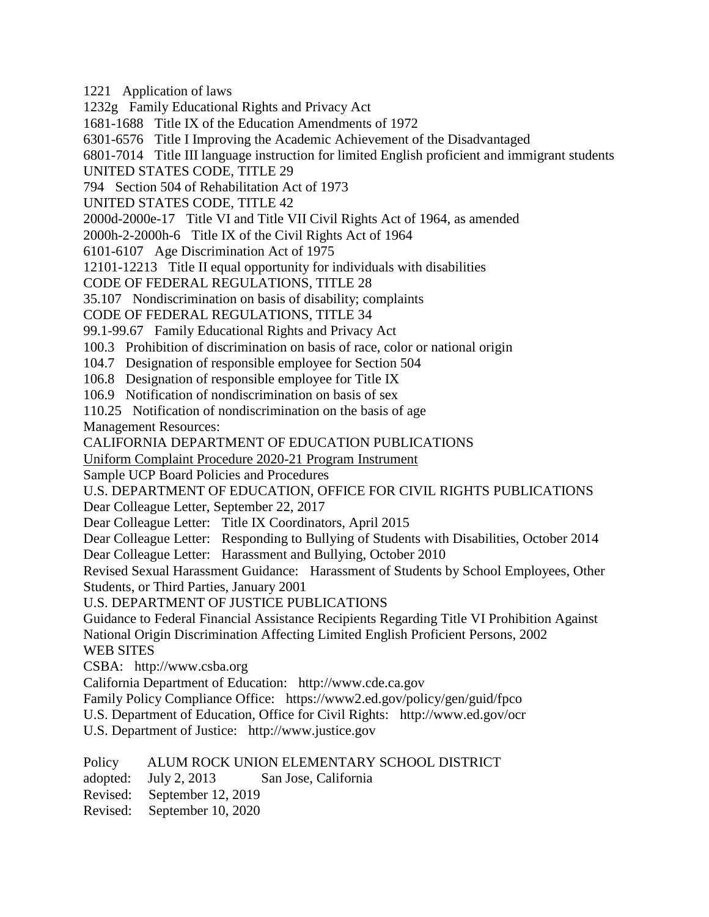1221 Application of laws

1232g Family Educational Rights and Privacy Act

1681-1688 Title IX of the Education Amendments of 1972

6301-6576 Title I Improving the Academic Achievement of the Disadvantaged

6801-7014 Title III language instruction for limited English proficient and immigrant students

UNITED STATES CODE, TITLE 29

794 Section 504 of Rehabilitation Act of 1973

UNITED STATES CODE, TITLE 42

2000d-2000e-17 Title VI and Title VII Civil Rights Act of 1964, as amended

2000h-2-2000h-6 Title IX of the Civil Rights Act of 1964

6101-6107 Age Discrimination Act of 1975

12101-12213 Title II equal opportunity for individuals with disabilities

CODE OF FEDERAL REGULATIONS, TITLE 28

35.107 Nondiscrimination on basis of disability; complaints

CODE OF FEDERAL REGULATIONS, TITLE 34

99.1-99.67 Family Educational Rights and Privacy Act

100.3 Prohibition of discrimination on basis of race, color or national origin

104.7 Designation of responsible employee for Section 504

106.8 Designation of responsible employee for Title IX

106.9 Notification of nondiscrimination on basis of sex

110.25 Notification of nondiscrimination on the basis of age

Management Resources:

CALIFORNIA DEPARTMENT OF EDUCATION PUBLICATIONS

Uniform Complaint Procedure 2020-21 Program Instrument

Sample UCP Board Policies and Procedures

U.S. DEPARTMENT OF EDUCATION, OFFICE FOR CIVIL RIGHTS PUBLICATIONS

Dear Colleague Letter, September 22, 2017

Dear Colleague Letter: Title IX Coordinators, April 2015

Dear Colleague Letter: Responding to Bullying of Students with Disabilities, October 2014

Dear Colleague Letter: Harassment and Bullying, October 2010

Revised Sexual Harassment Guidance: Harassment of Students by School Employees, Other Students, or Third Parties, January 2001

U.S. DEPARTMENT OF JUSTICE PUBLICATIONS

Guidance to Federal Financial Assistance Recipients Regarding Title VI Prohibition Against National Origin Discrimination Affecting Limited English Proficient Persons, 2002

WEB SITES

CSBA: http://www.csba.org

California Department of Education: http://www.cde.ca.gov

Family Policy Compliance Office: https://www2.ed.gov/policy/gen/guid/fpco

U.S. Department of Education, Office for Civil Rights: http://www.ed.gov/ocr

U.S. Department of Justice: http://www.justice.gov

Policy ALUM ROCK UNION ELEMENTARY SCHOOL DISTRICT
adopted: July 2, 2013 San Jose, California
Revised: September 12, 2019
Revised: September 10, 2020